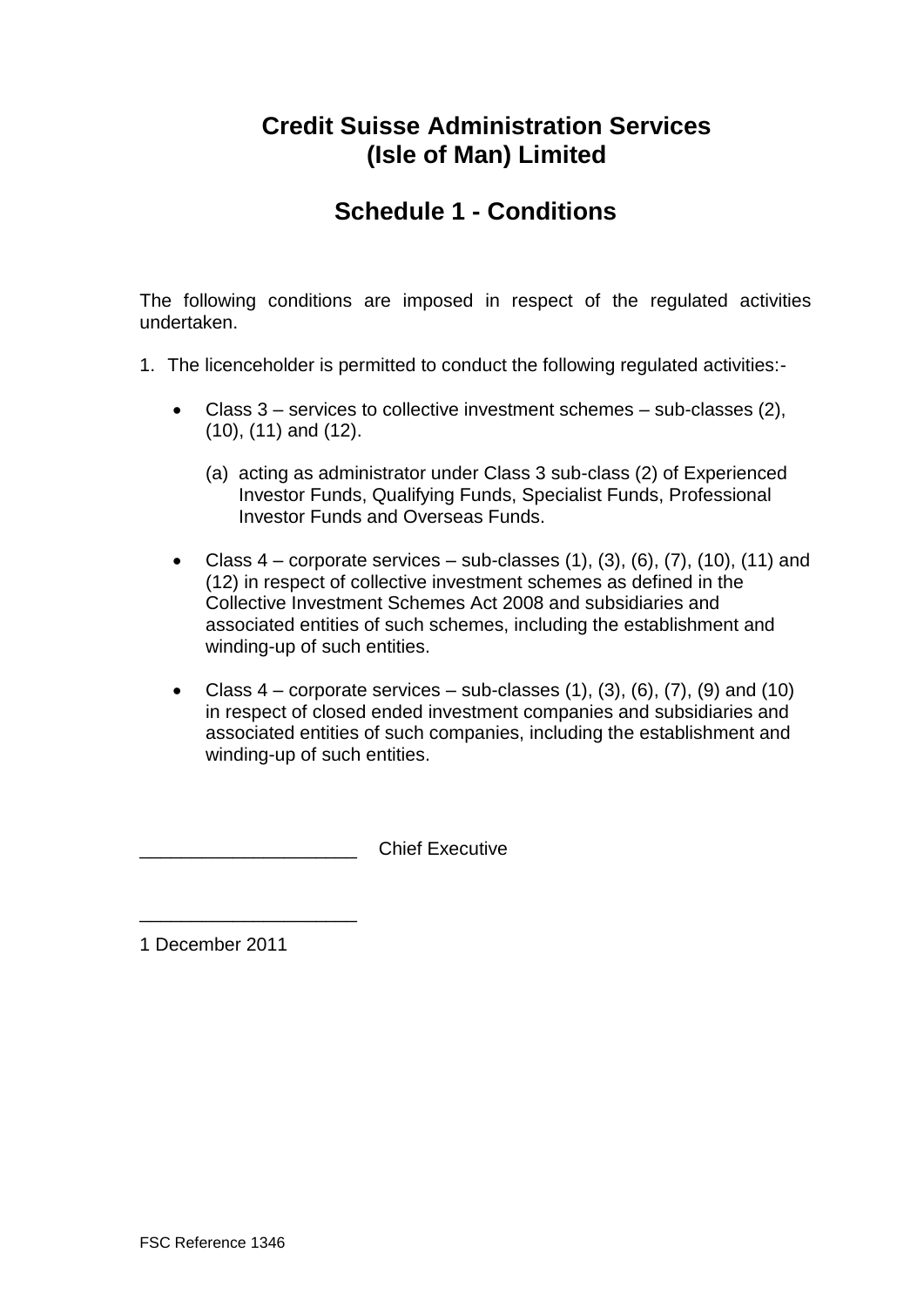# Credit Suisse Administration Services (Isle of Man) Limited

## Schedule 1 - Conditions

The following conditions are imposed in respect of the regulated activities undertaken.

1. The licenceholder is permitted to conduct the following regulated activities:-

   - Class 3 – services to collective investment schemes – sub-classes (2), (10), (11) and (12).

     (a) acting as administrator under Class 3 sub-class (2) of Experienced Investor Funds, Qualifying Funds, Specialist Funds, Professional Investor Funds and Overseas Funds.

   - Class 4 – corporate services – sub-classes (1), (3), (6), (7), (10), (11) and (12) in respect of collective investment schemes as defined in the Collective Investment Schemes Act 2008 and subsidiaries and associated entities of such schemes, including the establishment and winding-up of such entities.

   - Class 4 – corporate services – sub-classes (1), (3), (6), (7), (9) and (10) in respect of closed ended investment companies and subsidiaries and associated entities of such companies, including the establishment and winding-up of such entities.

____________________ Chief Executive

____________________
1 December 2011

FSC Reference 1346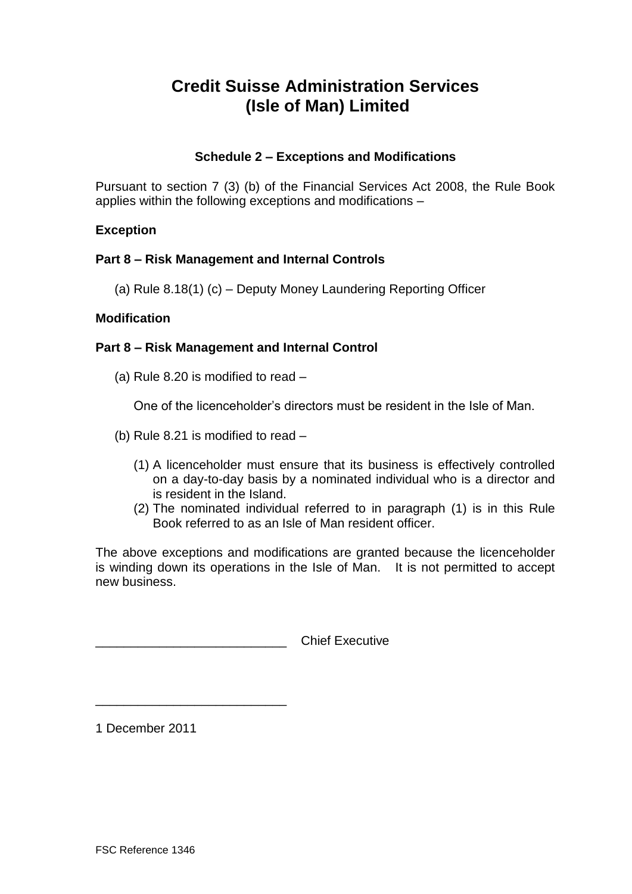# Credit Suisse Administration Services (Isle of Man) Limited

### Schedule 2 – Exceptions and Modifications

Pursuant to section 7 (3) (b) of the Financial Services Act 2008, the Rule Book applies within the following exceptions and modifications –

**Exception**

**Part 8 – Risk Management and Internal Controls**

(a) Rule 8.18(1) (c) – Deputy Money Laundering Reporting Officer

**Modification**

**Part 8 – Risk Management and Internal Control**

(a) Rule 8.20 is modified to read –

One of the licenceholder's directors must be resident in the Isle of Man.

(b) Rule 8.21 is modified to read –

(1) A licenceholder must ensure that its business is effectively controlled on a day-to-day basis by a nominated individual who is a director and is resident in the Island.
(2) The nominated individual referred to in paragraph (1) is in this Rule Book referred to as an Isle of Man resident officer.

The above exceptions and modifications are granted because the licenceholder is winding down its operations in the Isle of Man. It is not permitted to accept new business.

___________________________ Chief Executive

___________________________

1 December 2011

FSC Reference 1346